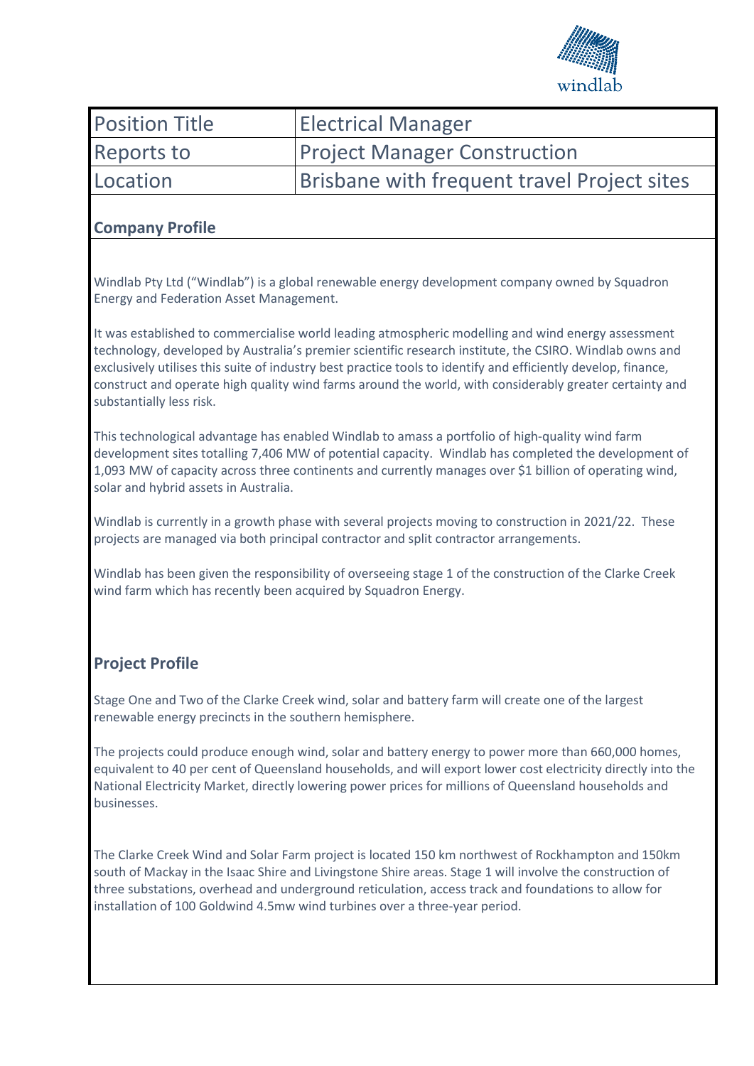| Position Title | Electrical Manager |
|---|---|
| Reports to | Project Manager Construction |
| Location | Brisbane with frequent travel Project sites |

## Company Profile

Windlab Pty Ltd ("Windlab") is a global renewable energy development company owned by Squadron Energy and Federation Asset Management.

It was established to commercialise world leading atmospheric modelling and wind energy assessment technology, developed by Australia's premier scientific research institute, the CSIRO. Windlab owns and exclusively utilises this suite of industry best practice tools to identify and efficiently develop, finance, construct and operate high quality wind farms around the world, with considerably greater certainty and substantially less risk.

This technological advantage has enabled Windlab to amass a portfolio of high-quality wind farm development sites totalling 7,406 MW of potential capacity. Windlab has completed the development of 1,093 MW of capacity across three continents and currently manages over $1 billion of operating wind, solar and hybrid assets in Australia.

Windlab is currently in a growth phase with several projects moving to construction in 2021/22. These projects are managed via both principal contractor and split contractor arrangements.

Windlab has been given the responsibility of overseeing stage 1 of the construction of the Clarke Creek wind farm which has recently been acquired by Squadron Energy.

## Project Profile

Stage One and Two of the Clarke Creek wind, solar and battery farm will create one of the largest renewable energy precincts in the southern hemisphere.

The projects could produce enough wind, solar and battery energy to power more than 660,000 homes, equivalent to 40 per cent of Queensland households, and will export lower cost electricity directly into the National Electricity Market, directly lowering power prices for millions of Queensland households and businesses.

The Clarke Creek Wind and Solar Farm project is located 150 km northwest of Rockhampton and 150km south of Mackay in the Isaac Shire and Livingstone Shire areas. Stage 1 will involve the construction of three substations, overhead and underground reticulation, access track and foundations to allow for installation of 100 Goldwind 4.5mw wind turbines over a three-year period.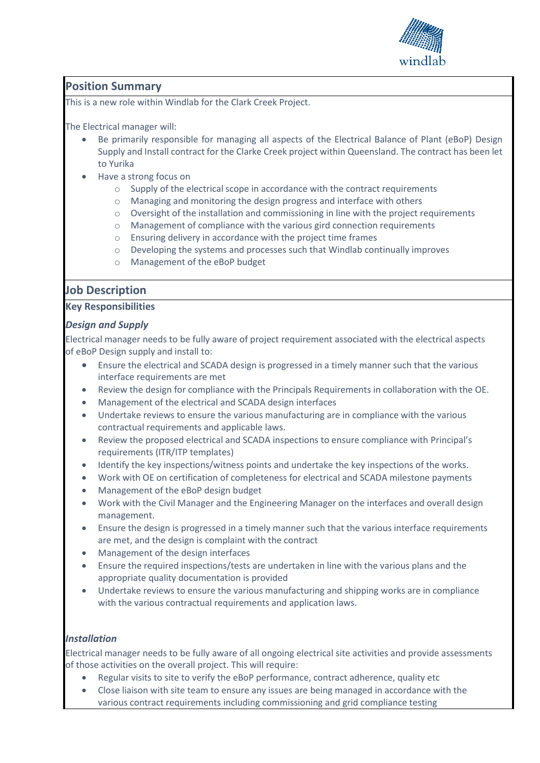## Position Summary

This is a new role within Windlab for the Clark Creek Project.

The Electrical manager will:

- Be primarily responsible for managing all aspects of the Electrical Balance of Plant (eBoP) Design Supply and Install contract for the Clarke Creek project within Queensland. The contract has been let to Yurika
- Have a strong focus on
  - Supply of the electrical scope in accordance with the contract requirements
  - Managing and monitoring the design progress and interface with others
  - Oversight of the installation and commissioning in line with the project requirements
  - Management of compliance with the various gird connection requirements
  - Ensuring delivery in accordance with the project time frames
  - Developing the systems and processes such that Windlab continually improves
  - Management of the eBoP budget

## Job Description

### Key Responsibilities

#### *Design and Supply*

Electrical manager needs to be fully aware of project requirement associated with the electrical aspects of eBoP Design supply and install to:

- Ensure the electrical and SCADA design is progressed in a timely manner such that the various interface requirements are met
- Review the design for compliance with the Principals Requirements in collaboration with the OE.
- Management of the electrical and SCADA design interfaces
- Undertake reviews to ensure the various manufacturing are in compliance with the various contractual requirements and applicable laws.
- Review the proposed electrical and SCADA inspections to ensure compliance with Principal's requirements (ITR/ITP templates)
- Identify the key inspections/witness points and undertake the key inspections of the works.
- Work with OE on certification of completeness for electrical and SCADA milestone payments
- Management of the eBoP design budget
- Work with the Civil Manager and the Engineering Manager on the interfaces and overall design management.
- Ensure the design is progressed in a timely manner such that the various interface requirements are met, and the design is complaint with the contract
- Management of the design interfaces
- Ensure the required inspections/tests are undertaken in line with the various plans and the appropriate quality documentation is provided
- Undertake reviews to ensure the various manufacturing and shipping works are in compliance with the various contractual requirements and application laws.

#### *Installation*

Electrical manager needs to be fully aware of all ongoing electrical site activities and provide assessments of those activities on the overall project. This will require:

- Regular visits to site to verify the eBoP performance, contract adherence, quality etc
- Close liaison with site team to ensure any issues are being managed in accordance with the various contract requirements including commissioning and grid compliance testing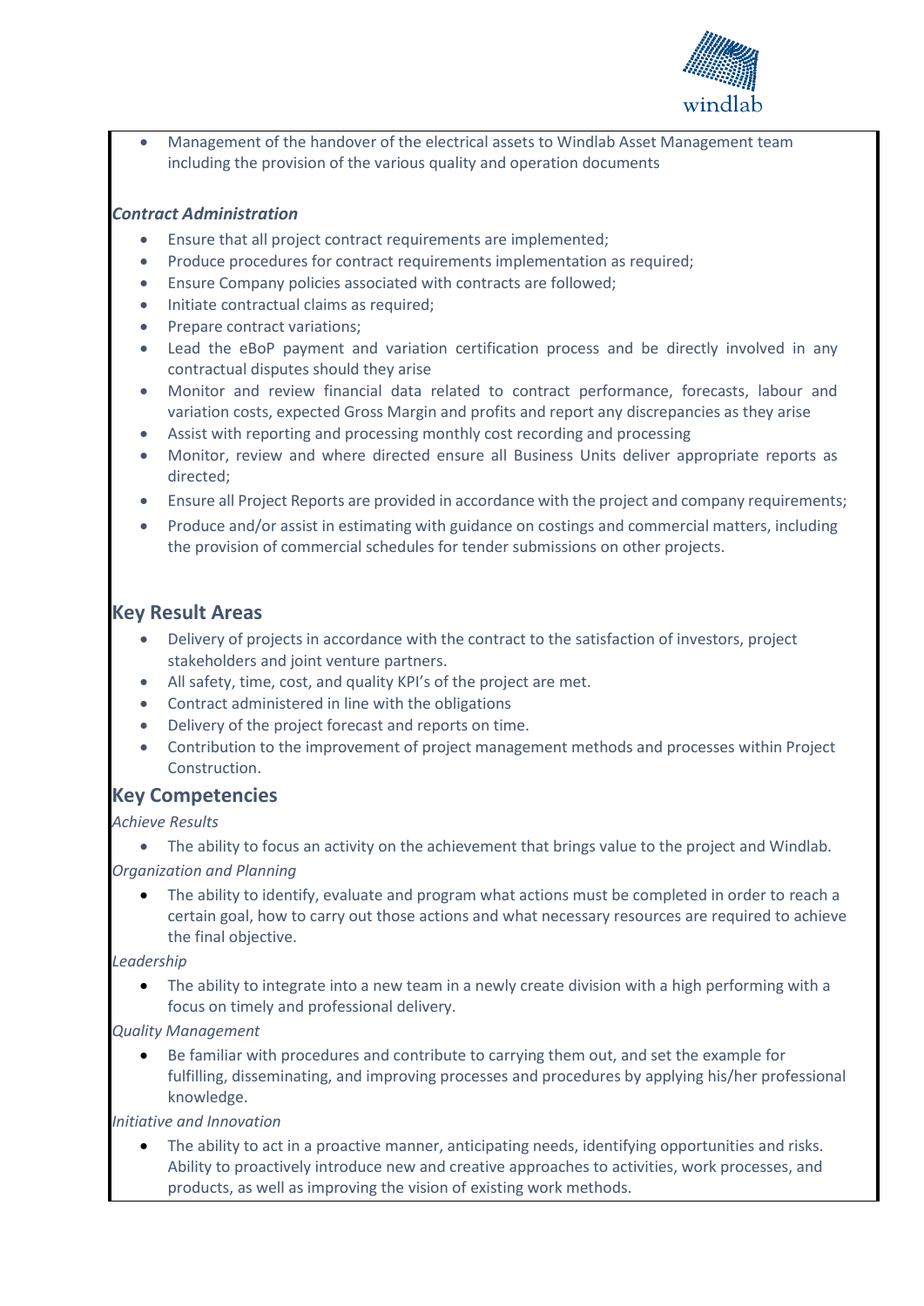- Management of the handover of the electrical assets to Windlab Asset Management team including the provision of the various quality and operation documents

***Contract Administration***

- Ensure that all project contract requirements are implemented;
- Produce procedures for contract requirements implementation as required;
- Ensure Company policies associated with contracts are followed;
- Initiate contractual claims as required;
- Prepare contract variations;
- Lead the eBoP payment and variation certification process and be directly involved in any contractual disputes should they arise
- Monitor and review financial data related to contract performance, forecasts, labour and variation costs, expected Gross Margin and profits and report any discrepancies as they arise
- Assist with reporting and processing monthly cost recording and processing
- Monitor, review and where directed ensure all Business Units deliver appropriate reports as directed;
- Ensure all Project Reports are provided in accordance with the project and company requirements;
- Produce and/or assist in estimating with guidance on costings and commercial matters, including the provision of commercial schedules for tender submissions on other projects.

## Key Result Areas

- Delivery of projects in accordance with the contract to the satisfaction of investors, project stakeholders and joint venture partners.
- All safety, time, cost, and quality KPI's of the project are met.
- Contract administered in line with the obligations
- Delivery of the project forecast and reports on time.
- Contribution to the improvement of project management methods and processes within Project Construction.

## Key Competencies

*Achieve Results*

- The ability to focus an activity on the achievement that brings value to the project and Windlab.

*Organization and Planning*

- The ability to identify, evaluate and program what actions must be completed in order to reach a certain goal, how to carry out those actions and what necessary resources are required to achieve the final objective.

*Leadership*

- The ability to integrate into a new team in a newly create division with a high performing with a focus on timely and professional delivery.

*Quality Management*

- Be familiar with procedures and contribute to carrying them out, and set the example for fulfilling, disseminating, and improving processes and procedures by applying his/her professional knowledge.

*Initiative and Innovation*

- The ability to act in a proactive manner, anticipating needs, identifying opportunities and risks. Ability to proactively introduce new and creative approaches to activities, work processes, and products, as well as improving the vision of existing work methods.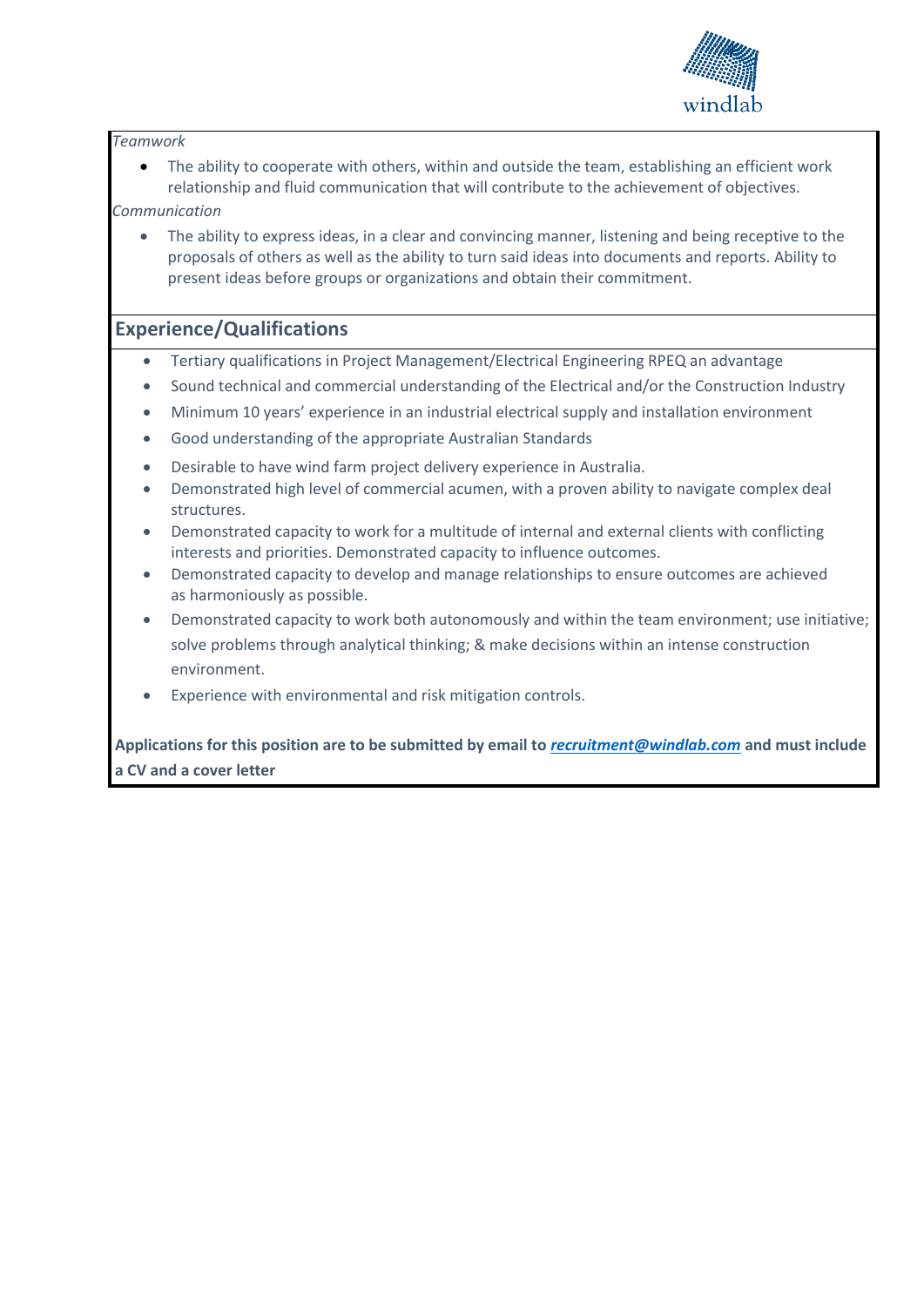*Teamwork*

- The ability to cooperate with others, within and outside the team, establishing an efficient work relationship and fluid communication that will contribute to the achievement of objectives.

*Communication*

- The ability to express ideas, in a clear and convincing manner, listening and being receptive to the proposals of others as well as the ability to turn said ideas into documents and reports. Ability to present ideas before groups or organizations and obtain their commitment.

## Experience/Qualifications

- Tertiary qualifications in Project Management/Electrical Engineering RPEQ an advantage
- Sound technical and commercial understanding of the Electrical and/or the Construction Industry
- Minimum 10 years' experience in an industrial electrical supply and installation environment
- Good understanding of the appropriate Australian Standards
- Desirable to have wind farm project delivery experience in Australia.
- Demonstrated high level of commercial acumen, with a proven ability to navigate complex deal structures.
- Demonstrated capacity to work for a multitude of internal and external clients with conflicting interests and priorities. Demonstrated capacity to influence outcomes.
- Demonstrated capacity to develop and manage relationships to ensure outcomes are achieved as harmoniously as possible.
- Demonstrated capacity to work both autonomously and within the team environment; use initiative; solve problems through analytical thinking; & make decisions within an intense construction environment.
- Experience with environmental and risk mitigation controls.

**Applications for this position are to be submitted by email to *recruitment@windlab.com* and must include a CV and a cover letter**